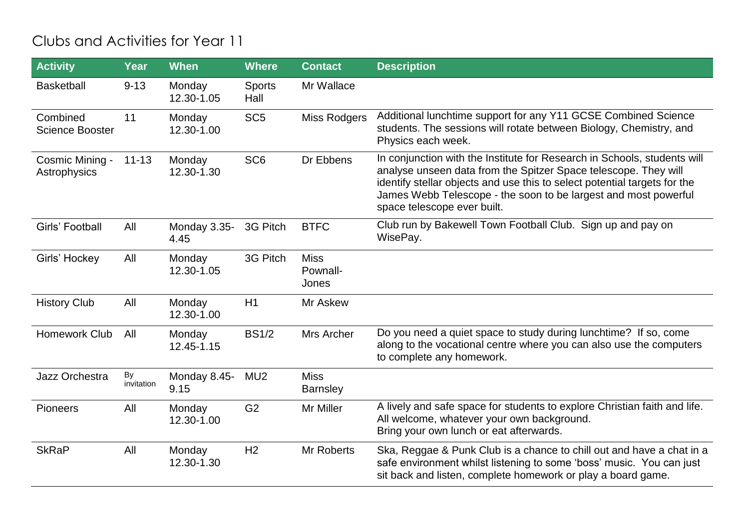# Clubs and Activities for Year 11

| Activity | Year | When | Where | Contact | Description |
|---|---|---|---|---|---|
| Basketball | 9-13 | Monday 12.30-1.05 | Sports Hall | Mr Wallace | |
| Combined Science Booster | 11 | Monday 12.30-1.00 | SC5 | Miss Rodgers | Additional lunchtime support for any Y11 GCSE Combined Science students. The sessions will rotate between Biology, Chemistry, and Physics each week. |
| Cosmic Mining - Astrophysics | 11-13 | Monday 12.30-1.30 | SC6 | Dr Ebbens | In conjunction with the Institute for Research in Schools, students will analyse unseen data from the Spitzer Space telescope. They will identify stellar objects and use this to select potential targets for the James Webb Telescope - the soon to be largest and most powerful space telescope ever built. |
| Girls' Football | All | Monday 3.35-4.45 | 3G Pitch | BTFC | Club run by Bakewell Town Football Club. Sign up and pay on WisePay. |
| Girls' Hockey | All | Monday 12.30-1.05 | 3G Pitch | Miss Pownall-Jones | |
| History Club | All | Monday 12.30-1.00 | H1 | Mr Askew | |
| Homework Club | All | Monday 12.45-1.15 | BS1/2 | Mrs Archer | Do you need a quiet space to study during lunchtime? If so, come along to the vocational centre where you can also use the computers to complete any homework. |
| Jazz Orchestra | By invitation | Monday 8.45-9.15 | MU2 | Miss Barnsley | |
| Pioneers | All | Monday 12.30-1.00 | G2 | Mr Miller | A lively and safe space for students to explore Christian faith and life. All welcome, whatever your own background. Bring your own lunch or eat afterwards. |
| SkRaP | All | Monday 12.30-1.30 | H2 | Mr Roberts | Ska, Reggae & Punk Club is a chance to chill out and have a chat in a safe environment whilst listening to some 'boss' music. You can just sit back and listen, complete homework or play a board game. |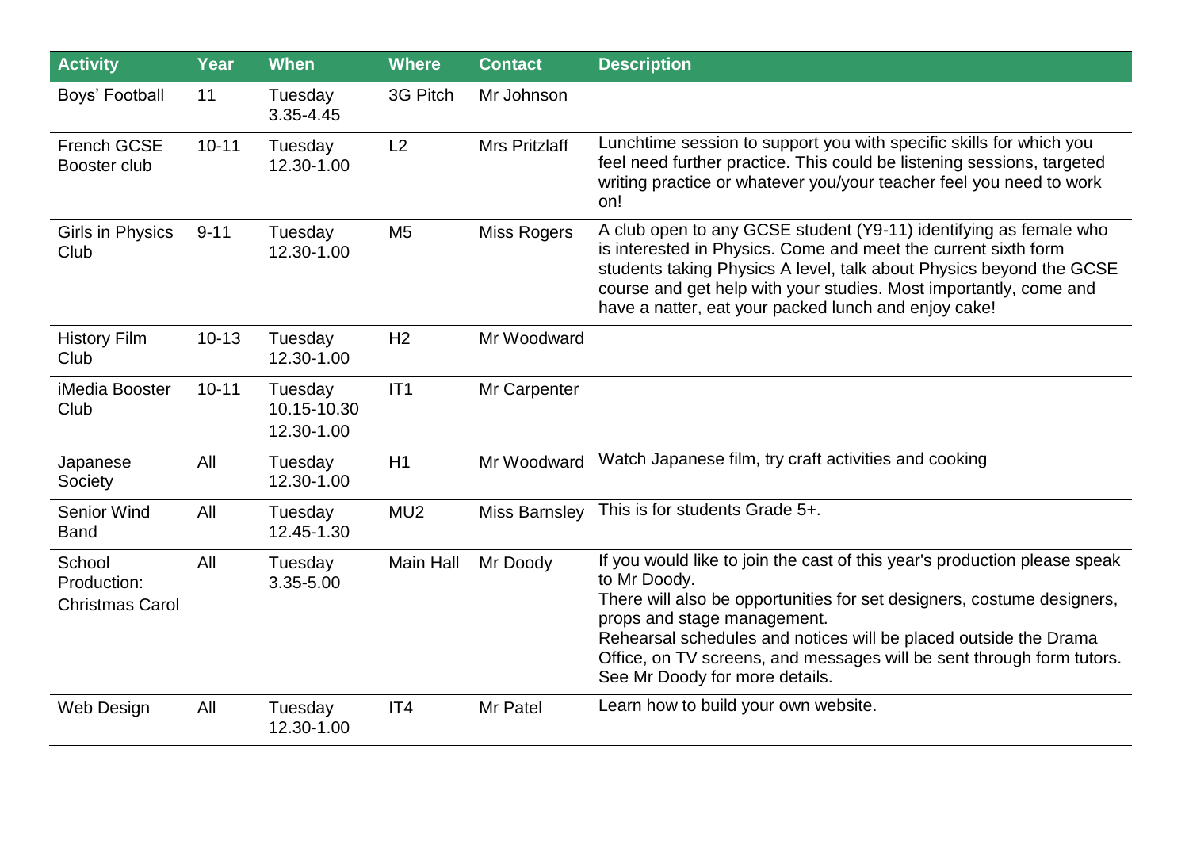| Activity | Year | When | Where | Contact | Description |
|---|---|---|---|---|---|
| Boys' Football | 11 | Tuesday 3.35-4.45 | 3G Pitch | Mr Johnson | |
| French GCSE Booster club | 10-11 | Tuesday 12.30-1.00 | L2 | Mrs Pritzlaff | Lunchtime session to support you with specific skills for which you feel need further practice. This could be listening sessions, targeted writing practice or whatever you/your teacher feel you need to work on! |
| Girls in Physics Club | 9-11 | Tuesday 12.30-1.00 | M5 | Miss Rogers | A club open to any GCSE student (Y9-11) identifying as female who is interested in Physics. Come and meet the current sixth form students taking Physics A level, talk about Physics beyond the GCSE course and get help with your studies. Most importantly, come and have a natter, eat your packed lunch and enjoy cake! |
| History Film Club | 10-13 | Tuesday 12.30-1.00 | H2 | Mr Woodward | |
| iMedia Booster Club | 10-11 | Tuesday 10.15-10.30 12.30-1.00 | IT1 | Mr Carpenter | |
| Japanese Society | All | Tuesday 12.30-1.00 | H1 | Mr Woodward | Watch Japanese film, try craft activities and cooking |
| Senior Wind Band | All | Tuesday 12.45-1.30 | MU2 | Miss Barnsley | This is for students Grade 5+. |
| School Production: Christmas Carol | All | Tuesday 3.35-5.00 | Main Hall | Mr Doody | If you would like to join the cast of this year's production please speak to Mr Doody. There will also be opportunities for set designers, costume designers, props and stage management. Rehearsal schedules and notices will be placed outside the Drama Office, on TV screens, and messages will be sent through form tutors. See Mr Doody for more details. |
| Web Design | All | Tuesday 12.30-1.00 | IT4 | Mr Patel | Learn how to build your own website. |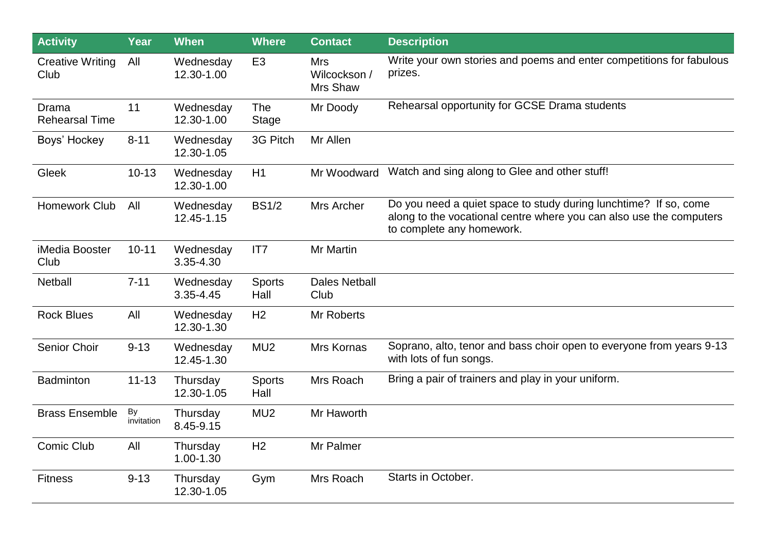| Activity | Year | When | Where | Contact | Description |
| --- | --- | --- | --- | --- | --- |
| Creative Writing Club | All | Wednesday 12.30-1.00 | E3 | Mrs Wilcockson / Mrs Shaw | Write your own stories and poems and enter competitions for fabulous prizes. |
| Drama Rehearsal Time | 11 | Wednesday 12.30-1.00 | The Stage | Mr Doody | Rehearsal opportunity for GCSE Drama students |
| Boys' Hockey | 8-11 | Wednesday 12.30-1.05 | 3G Pitch | Mr Allen | |
| Gleek | 10-13 | Wednesday 12.30-1.00 | H1 | Mr Woodward | Watch and sing along to Glee and other stuff! |
| Homework Club | All | Wednesday 12.45-1.15 | BS1/2 | Mrs Archer | Do you need a quiet space to study during lunchtime? If so, come along to the vocational centre where you can also use the computers to complete any homework. |
| iMedia Booster Club | 10-11 | Wednesday 3.35-4.30 | IT7 | Mr Martin | |
| Netball | 7-11 | Wednesday 3.35-4.45 | Sports Hall | Dales Netball Club | |
| Rock Blues | All | Wednesday 12.30-1.30 | H2 | Mr Roberts | |
| Senior Choir | 9-13 | Wednesday 12.45-1.30 | MU2 | Mrs Kornas | Soprano, alto, tenor and bass choir open to everyone from years 9-13 with lots of fun songs. |
| Badminton | 11-13 | Thursday 12.30-1.05 | Sports Hall | Mrs Roach | Bring a pair of trainers and play in your uniform. |
| Brass Ensemble | By invitation | Thursday 8.45-9.15 | MU2 | Mr Haworth | |
| Comic Club | All | Thursday 1.00-1.30 | H2 | Mr Palmer | |
| Fitness | 9-13 | Thursday 12.30-1.05 | Gym | Mrs Roach | Starts in October. |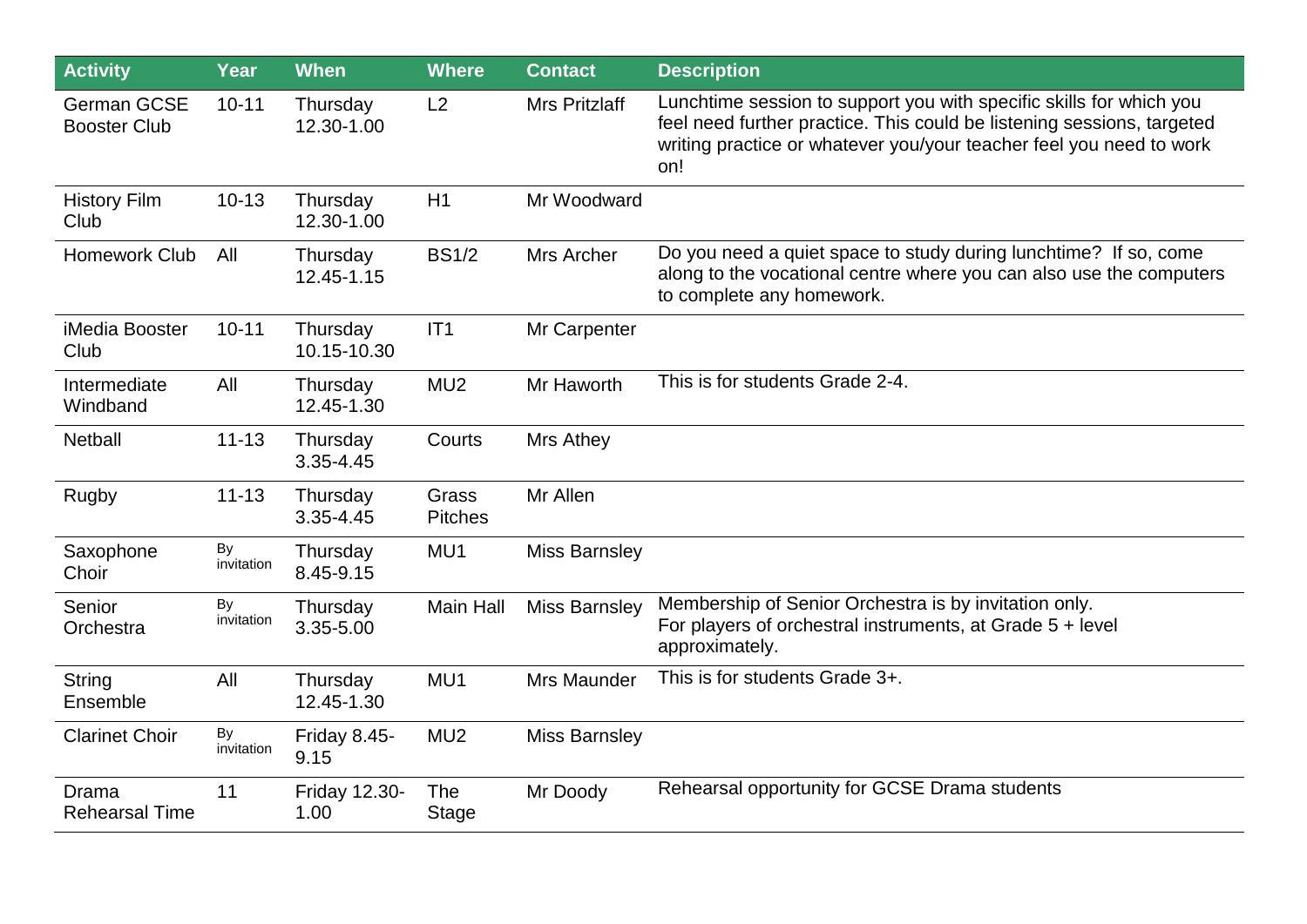| Activity | Year | When | Where | Contact | Description |
|---|---|---|---|---|---|
| German GCSE Booster Club | 10-11 | Thursday 12.30-1.00 | L2 | Mrs Pritzlaff | Lunchtime session to support you with specific skills for which you feel need further practice. This could be listening sessions, targeted writing practice or whatever you/your teacher feel you need to work on! |
| History Film Club | 10-13 | Thursday 12.30-1.00 | H1 | Mr Woodward | |
| Homework Club | All | Thursday 12.45-1.15 | BS1/2 | Mrs Archer | Do you need a quiet space to study during lunchtime? If so, come along to the vocational centre where you can also use the computers to complete any homework. |
| iMedia Booster Club | 10-11 | Thursday 10.15-10.30 | IT1 | Mr Carpenter | |
| Intermediate Windband | All | Thursday 12.45-1.30 | MU2 | Mr Haworth | This is for students Grade 2-4. |
| Netball | 11-13 | Thursday 3.35-4.45 | Courts | Mrs Athey | |
| Rugby | 11-13 | Thursday 3.35-4.45 | Grass Pitches | Mr Allen | |
| Saxophone Choir | By invitation | Thursday 8.45-9.15 | MU1 | Miss Barnsley | |
| Senior Orchestra | By invitation | Thursday 3.35-5.00 | Main Hall | Miss Barnsley | Membership of Senior Orchestra is by invitation only. For players of orchestral instruments, at Grade 5 + level approximately. |
| String Ensemble | All | Thursday 12.45-1.30 | MU1 | Mrs Maunder | This is for students Grade 3+. |
| Clarinet Choir | By invitation | Friday 8.45-9.15 | MU2 | Miss Barnsley | |
| Drama Rehearsal Time | 11 | Friday 12.30-1.00 | The Stage | Mr Doody | Rehearsal opportunity for GCSE Drama students |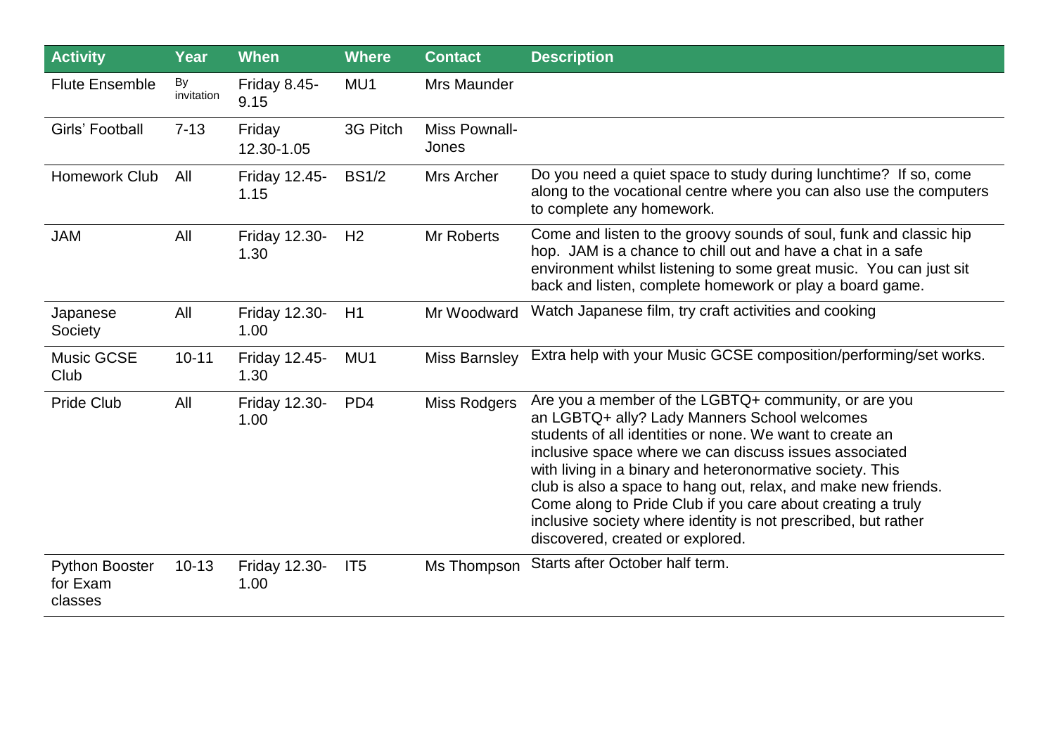| Activity | Year | When | Where | Contact | Description |
| --- | --- | --- | --- | --- | --- |
| Flute Ensemble | By invitation | Friday 8.45-9.15 | MU1 | Mrs Maunder | |
| Girls' Football | 7-13 | Friday 12.30-1.05 | 3G Pitch | Miss Pownall-Jones | |
| Homework Club | All | Friday 12.45-1.15 | BS1/2 | Mrs Archer | Do you need a quiet space to study during lunchtime? If so, come along to the vocational centre where you can also use the computers to complete any homework. |
| JAM | All | Friday 12.30-1.30 | H2 | Mr Roberts | Come and listen to the groovy sounds of soul, funk and classic hip hop. JAM is a chance to chill out and have a chat in a safe environment whilst listening to some great music. You can just sit back and listen, complete homework or play a board game. |
| Japanese Society | All | Friday 12.30-1.00 | H1 | Mr Woodward | Watch Japanese film, try craft activities and cooking |
| Music GCSE Club | 10-11 | Friday 12.45-1.30 | MU1 | Miss Barnsley | Extra help with your Music GCSE composition/performing/set works. |
| Pride Club | All | Friday 12.30-1.00 | PD4 | Miss Rodgers | Are you a member of the LGBTQ+ community, or are you an LGBTQ+ ally? Lady Manners School welcomes students of all identities or none. We want to create an inclusive space where we can discuss issues associated with living in a binary and heteronormative society. This club is also a space to hang out, relax, and make new friends. Come along to Pride Club if you care about creating a truly inclusive society where identity is not prescribed, but rather discovered, created or explored. |
| Python Booster for Exam classes | 10-13 | Friday 12.30-1.00 | IT5 | Ms Thompson | Starts after October half term. |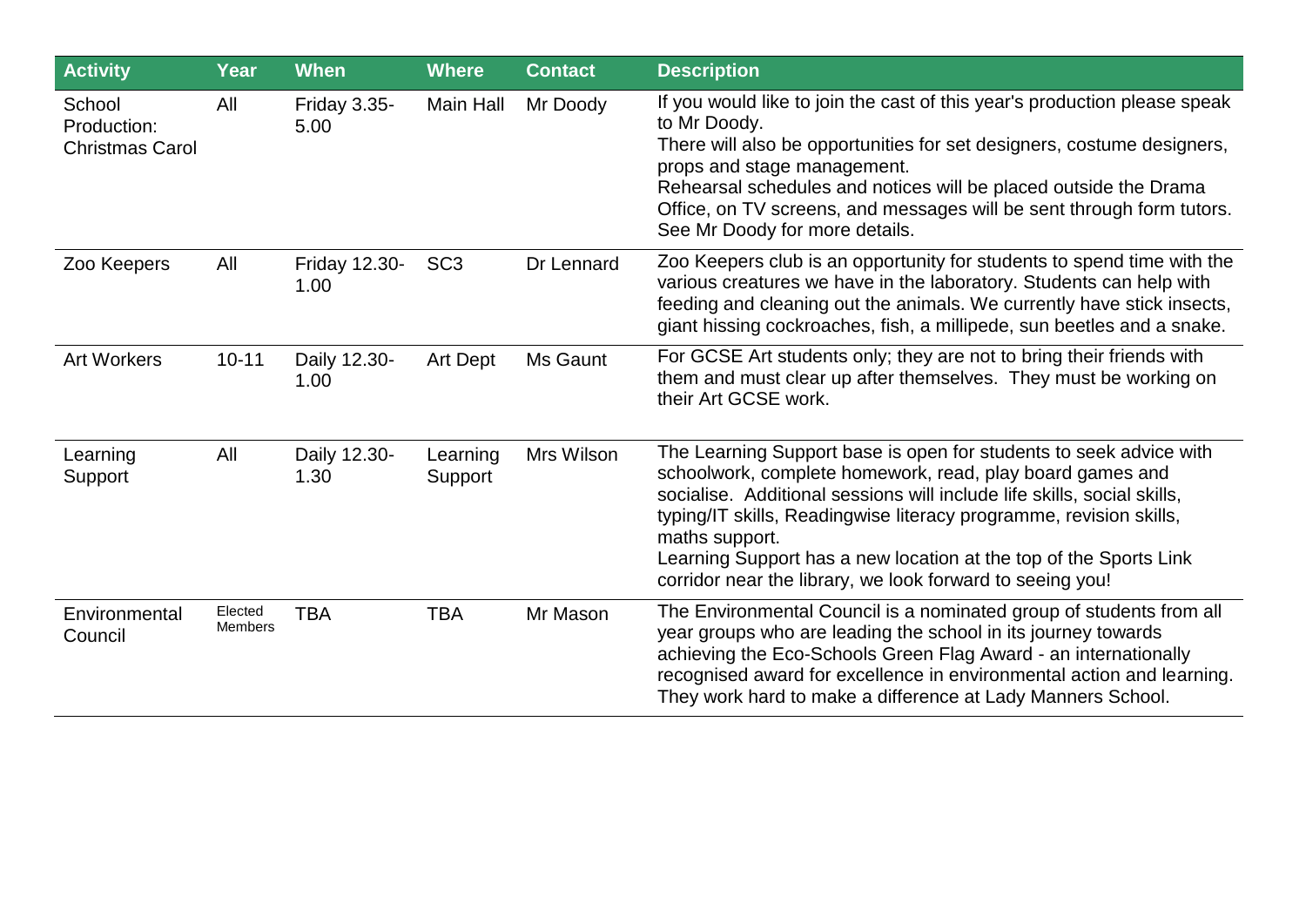| Activity | Year | When | Where | Contact | Description |
|---|---|---|---|---|---|
| School Production: Christmas Carol | All | Friday 3.35-5.00 | Main Hall | Mr Doody | If you would like to join the cast of this year's production please speak to Mr Doody.<br>There will also be opportunities for set designers, costume designers, props and stage management.<br>Rehearsal schedules and notices will be placed outside the Drama Office, on TV screens, and messages will be sent through form tutors. See Mr Doody for more details. |
| Zoo Keepers | All | Friday 12.30-1.00 | SC3 | Dr Lennard | Zoo Keepers club is an opportunity for students to spend time with the various creatures we have in the laboratory. Students can help with feeding and cleaning out the animals. We currently have stick insects, giant hissing cockroaches, fish, a millipede, sun beetles and a snake. |
| Art Workers | 10-11 | Daily 12.30-1.00 | Art Dept | Ms Gaunt | For GCSE Art students only; they are not to bring their friends with them and must clear up after themselves. They must be working on their Art GCSE work. |
| Learning Support | All | Daily 12.30-1.30 | Learning Support | Mrs Wilson | The Learning Support base is open for students to seek advice with schoolwork, complete homework, read, play board games and socialise. Additional sessions will include life skills, social skills, typing/IT skills, Readingwise literacy programme, revision skills, maths support.<br>Learning Support has a new location at the top of the Sports Link corridor near the library, we look forward to seeing you! |
| Environmental Council | Elected Members | TBA | TBA | Mr Mason | The Environmental Council is a nominated group of students from all year groups who are leading the school in its journey towards achieving the Eco-Schools Green Flag Award - an internationally recognised award for excellence in environmental action and learning. They work hard to make a difference at Lady Manners School. |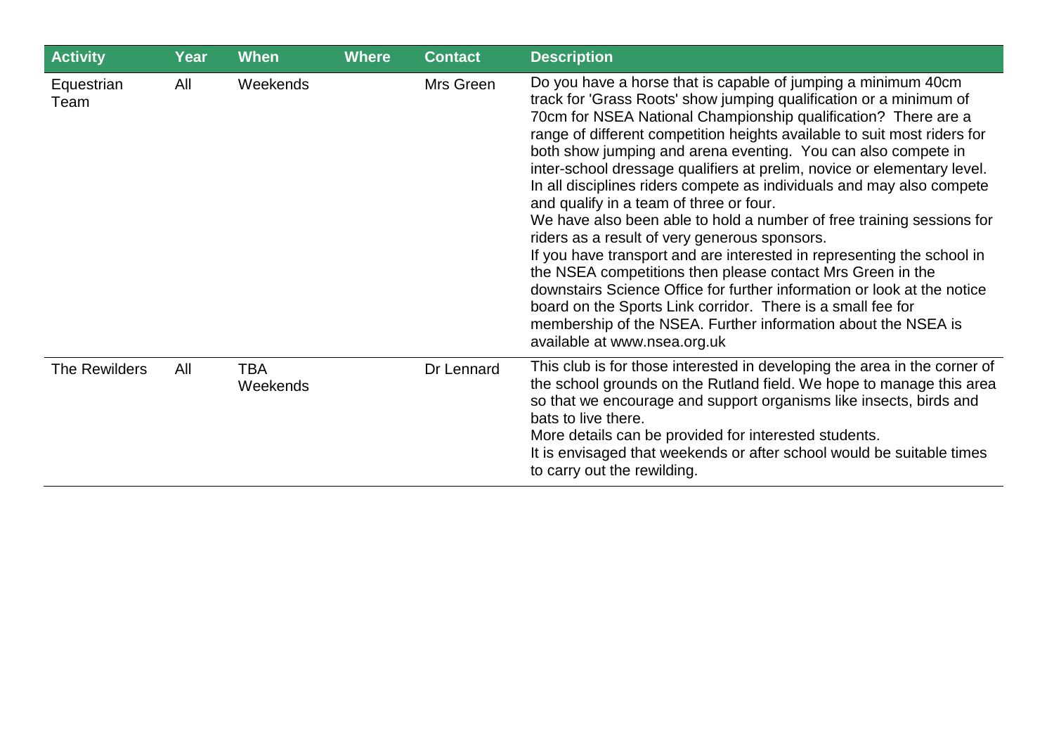| Activity | Year | When | Where | Contact | Description |
|---|---|---|---|---|---|
| Equestrian Team | All | Weekends | | Mrs Green | Do you have a horse that is capable of jumping a minimum 40cm track for 'Grass Roots' show jumping qualification or a minimum of 70cm for NSEA National Championship qualification? There are a range of different competition heights available to suit most riders for both show jumping and arena eventing. You can also compete in inter-school dressage qualifiers at prelim, novice or elementary level. In all disciplines riders compete as individuals and may also compete and qualify in a team of three or four.<br>We have also been able to hold a number of free training sessions for riders as a result of very generous sponsors.<br>If you have transport and are interested in representing the school in the NSEA competitions then please contact Mrs Green in the downstairs Science Office for further information or look at the notice board on the Sports Link corridor. There is a small fee for membership of the NSEA. Further information about the NSEA is available at www.nsea.org.uk |
| The Rewilders | All | TBA Weekends | | Dr Lennard | This club is for those interested in developing the area in the corner of the school grounds on the Rutland field. We hope to manage this area so that we encourage and support organisms like insects, birds and bats to live there.<br>More details can be provided for interested students.<br>It is envisaged that weekends or after school would be suitable times to carry out the rewilding. |